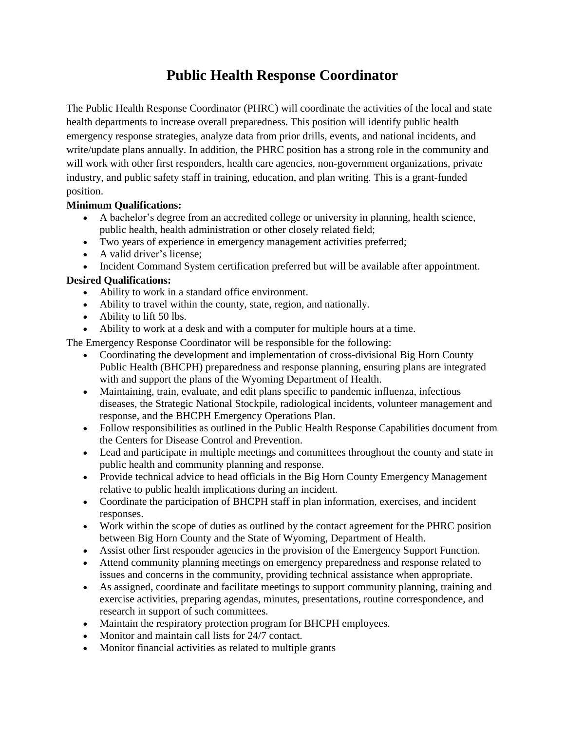# Public Health Response Coordinator

The Public Health Response Coordinator (PHRC) will coordinate the activities of the local and state health departments to increase overall preparedness. This position will identify public health emergency response strategies, analyze data from prior drills, events, and national incidents, and write/update plans annually. In addition, the PHRC position has a strong role in the community and will work with other first responders, health care agencies, non-government organizations, private industry, and public safety staff in training, education, and plan writing. This is a grant-funded position.

**Minimum Qualifications:**

- A bachelor's degree from an accredited college or university in planning, health science, public health, health administration or other closely related field;
- Two years of experience in emergency management activities preferred;
- A valid driver's license;
- Incident Command System certification preferred but will be available after appointment.

**Desired Qualifications:**

- Ability to work in a standard office environment.
- Ability to travel within the county, state, region, and nationally.
- Ability to lift 50 lbs.
- Ability to work at a desk and with a computer for multiple hours at a time.

The Emergency Response Coordinator will be responsible for the following:

- Coordinating the development and implementation of cross-divisional Big Horn County Public Health (BHCPH) preparedness and response planning, ensuring plans are integrated with and support the plans of the Wyoming Department of Health.
- Maintaining, train, evaluate, and edit plans specific to pandemic influenza, infectious diseases, the Strategic National Stockpile, radiological incidents, volunteer management and response, and the BHCPH Emergency Operations Plan.
- Follow responsibilities as outlined in the Public Health Response Capabilities document from the Centers for Disease Control and Prevention.
- Lead and participate in multiple meetings and committees throughout the county and state in public health and community planning and response.
- Provide technical advice to head officials in the Big Horn County Emergency Management relative to public health implications during an incident.
- Coordinate the participation of BHCPH staff in plan information, exercises, and incident responses.
- Work within the scope of duties as outlined by the contact agreement for the PHRC position between Big Horn County and the State of Wyoming, Department of Health.
- Assist other first responder agencies in the provision of the Emergency Support Function.
- Attend community planning meetings on emergency preparedness and response related to issues and concerns in the community, providing technical assistance when appropriate.
- As assigned, coordinate and facilitate meetings to support community planning, training and exercise activities, preparing agendas, minutes, presentations, routine correspondence, and research in support of such committees.
- Maintain the respiratory protection program for BHCPH employees.
- Monitor and maintain call lists for 24/7 contact.
- Monitor financial activities as related to multiple grants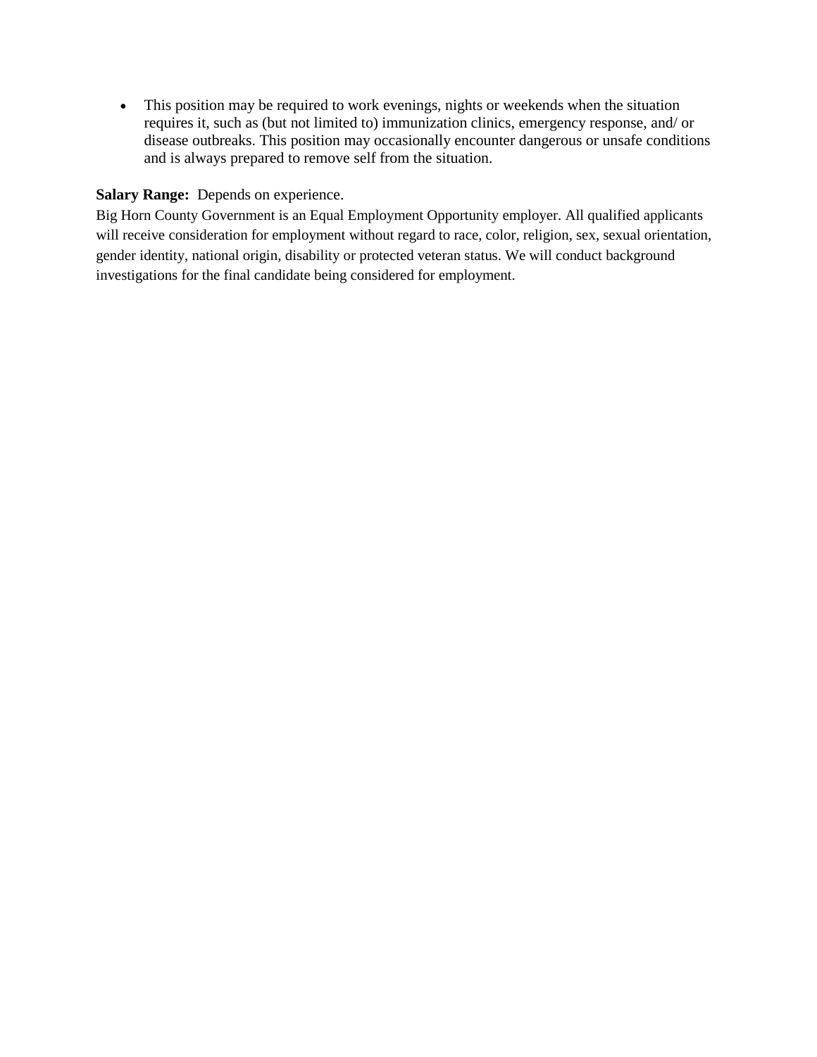- This position may be required to work evenings, nights or weekends when the situation requires it, such as (but not limited to) immunization clinics, emergency response, and/ or disease outbreaks. This position may occasionally encounter dangerous or unsafe conditions and is always prepared to remove self from the situation.

**Salary Range:** Depends on experience.

Big Horn County Government is an Equal Employment Opportunity employer. All qualified applicants will receive consideration for employment without regard to race, color, religion, sex, sexual orientation, gender identity, national origin, disability or protected veteran status. We will conduct background investigations for the final candidate being considered for employment.